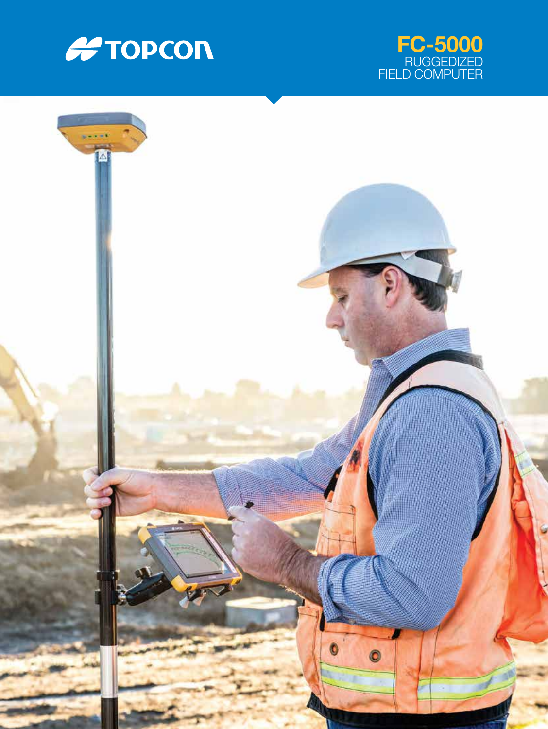TOPCON

# FC-5000

RUGGEDIZED FIELD COMPUTER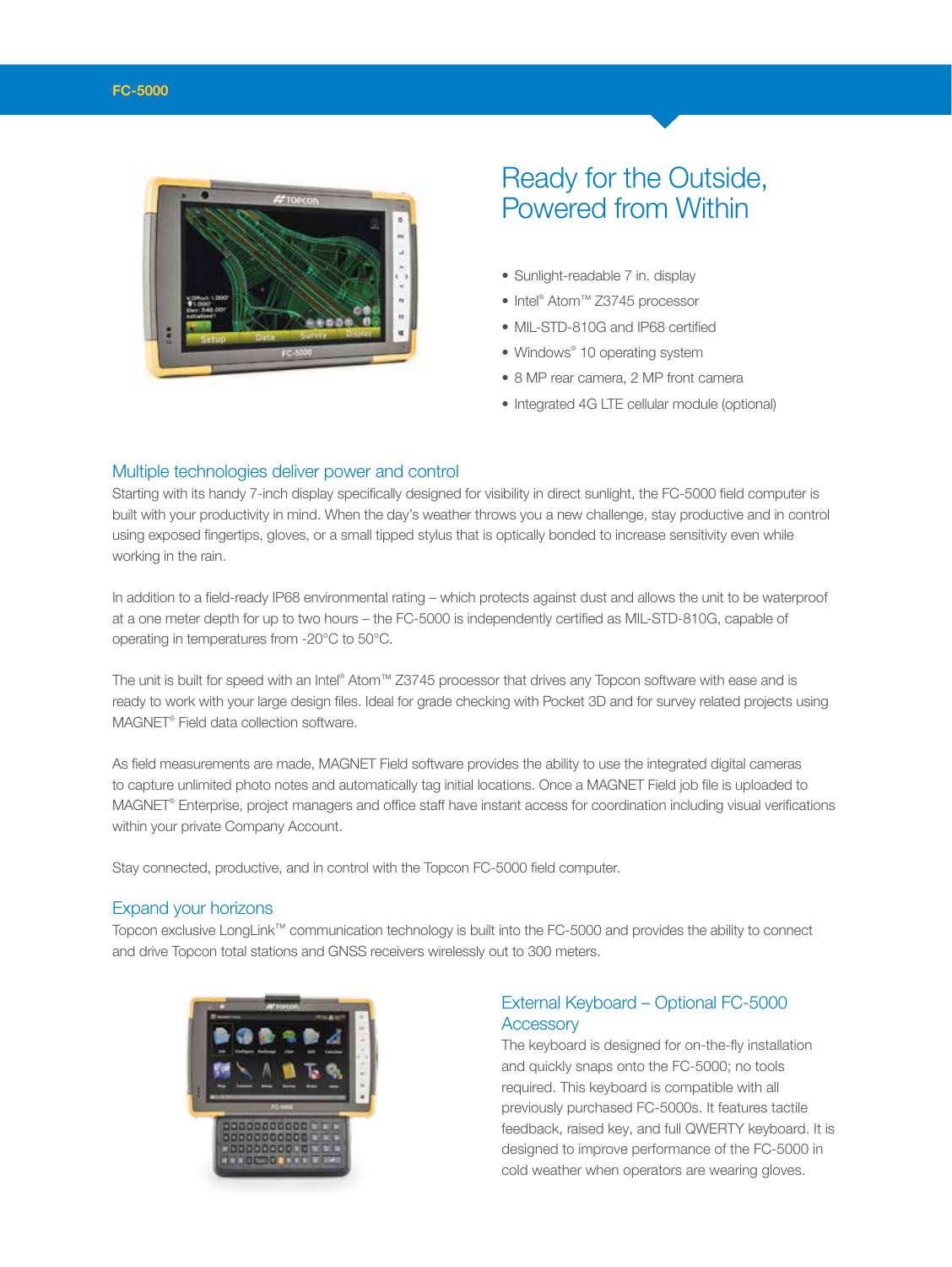FC-5000

# Ready for the Outside, Powered from Within

- Sunlight-readable 7 in. display
- Intel® Atom™ Z3745 processor
- MIL-STD-810G and IP68 certified
- Windows® 10 operating system
- 8 MP rear camera, 2 MP front camera
- Integrated 4G LTE cellular module (optional)

## Multiple technologies deliver power and control

Starting with its handy 7-inch display specifically designed for visibility in direct sunlight, the FC-5000 field computer is built with your productivity in mind. When the day's weather throws you a new challenge, stay productive and in control using exposed fingertips, gloves, or a small tipped stylus that is optically bonded to increase sensitivity even while working in the rain.

In addition to a field-ready IP68 environmental rating – which protects against dust and allows the unit to be waterproof at a one meter depth for up to two hours – the FC-5000 is independently certified as MIL-STD-810G, capable of operating in temperatures from -20°C to 50°C.

The unit is built for speed with an Intel® Atom™ Z3745 processor that drives any Topcon software with ease and is ready to work with your large design files. Ideal for grade checking with Pocket 3D and for survey related projects using MAGNET® Field data collection software.

As field measurements are made, MAGNET Field software provides the ability to use the integrated digital cameras to capture unlimited photo notes and automatically tag initial locations. Once a MAGNET Field job file is uploaded to MAGNET® Enterprise, project managers and office staff have instant access for coordination including visual verifications within your private Company Account.

Stay connected, productive, and in control with the Topcon FC-5000 field computer.

## Expand your horizons

Topcon exclusive LongLink™ communication technology is built into the FC-5000 and provides the ability to connect and drive Topcon total stations and GNSS receivers wirelessly out to 300 meters.

## External Keyboard – Optional FC-5000 Accessory

The keyboard is designed for on-the-fly installation and quickly snaps onto the FC-5000; no tools required. This keyboard is compatible with all previously purchased FC-5000s. It features tactile feedback, raised key, and full QWERTY keyboard. It is designed to improve performance of the FC-5000 in cold weather when operators are wearing gloves.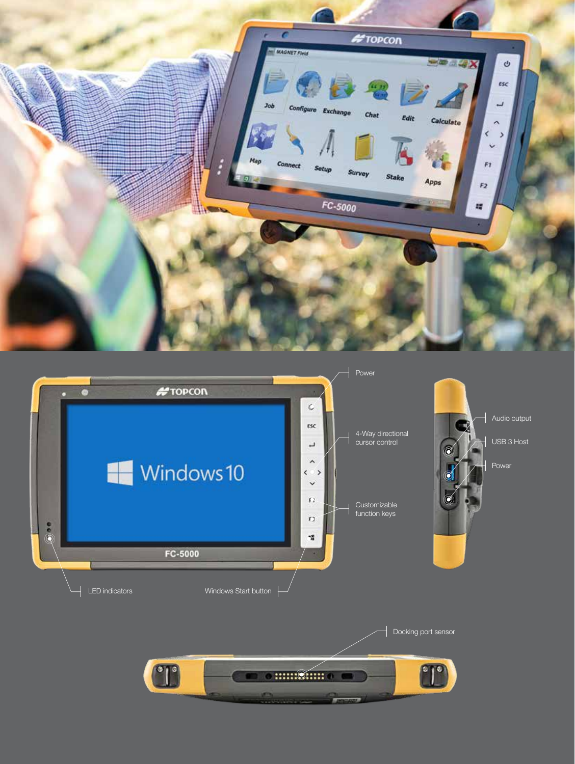Power

4-Way directional cursor control

Customizable function keys

LED indicators

Windows Start button

Audio output

USB 3 Host

Power

Docking port sensor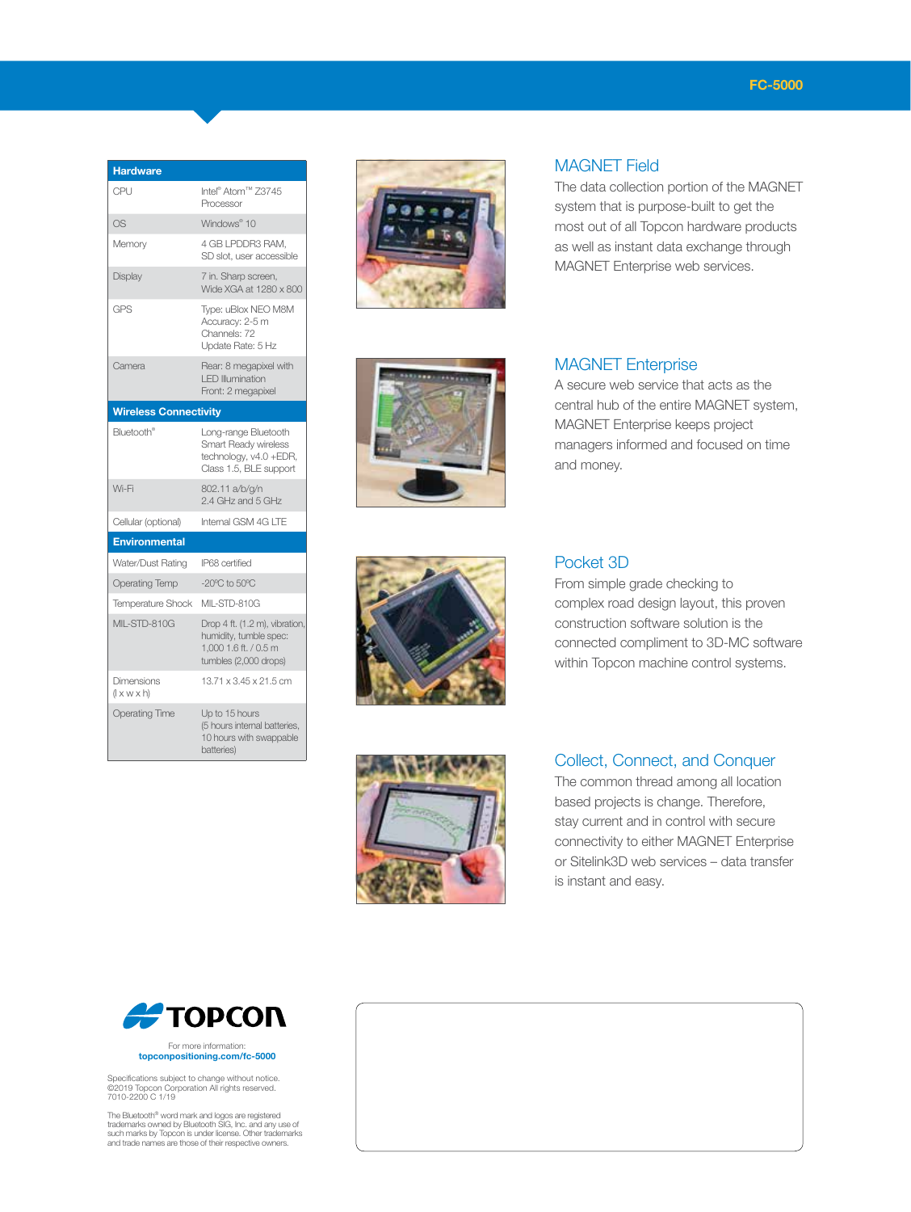## Hardware

| | |
|---|---|
| CPU | Intel® Atom™ Z3745 Processor |
| OS | Windows® 10 |
| Memory | 4 GB LPDDR3 RAM, SD slot, user accessible |
| Display | 7 in. Sharp screen, Wide XGA at 1280 x 800 |
| GPS | Type: uBlox NEO M8M<br>Accuracy: 2-5 m<br>Channels: 72<br>Update Rate: 5 Hz |
| Camera | Rear: 8 megapixel with LED Illumination<br>Front: 2 megapixel |
| **Wireless Connectivity** | |
| Bluetooth® | Long-range Bluetooth Smart Ready wireless technology, v4.0 +EDR, Class 1.5, BLE support |
| Wi-Fi | 802.11 a/b/g/n<br>2.4 GHz and 5 GHz |
| Cellular (optional) | Internal GSM 4G LTE |
| **Environmental** | |
| Water/Dust Rating | IP68 certified |
| Operating Temp | -20ºC to 50ºC |
| Temperature Shock | MIL-STD-810G |
| MIL-STD-810G | Drop 4 ft. (1.2 m), vibration, humidity, tumble spec: 1,000 1.6 ft. / 0.5 m tumbles (2,000 drops) |
| Dimensions (l x w x h) | 13.71 x 3.45 x 21.5 cm |
| Operating Time | Up to 15 hours<br>(5 hours internal batteries, 10 hours with swappable batteries) |

## MAGNET Field

The data collection portion of the MAGNET system that is purpose-built to get the most out of all Topcon hardware products as well as instant data exchange through MAGNET Enterprise web services.

## MAGNET Enterprise

A secure web service that acts as the central hub of the entire MAGNET system, MAGNET Enterprise keeps project managers informed and focused on time and money.

## Pocket 3D

From simple grade checking to complex road design layout, this proven construction software solution is the connected compliment to 3D-MC software within Topcon machine control systems.

## Collect, Connect, and Conquer

The common thread among all location based projects is change. Therefore, stay current and in control with secure connectivity to either MAGNET Enterprise or Sitelink3D web services – data transfer is instant and easy.

TOPCON

For more information:
**topconpositioning.com/fc-5000**

Specifications subject to change without notice.
©2019 Topcon Corporation All rights reserved.
7010-2200 C 1/19

The Bluetooth® word mark and logos are registered trademarks owned by Bluetooth SIG, Inc. and any use of such marks by Topcon is under license. Other trademarks and trade names are those of their respective owners.